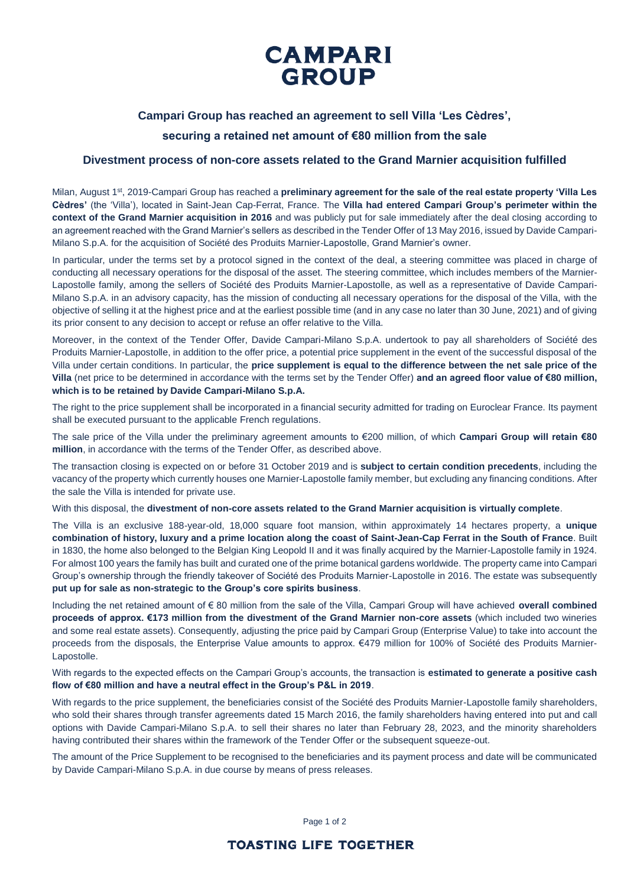# CAMPARI GROUP

## Campari Group has reached an agreement to sell Villa 'Les Cèdres', securing a retained net amount of €80 million from the sale

### Divestment process of non-core assets related to the Grand Marnier acquisition fulfilled

Milan, August 1st, 2019-Campari Group has reached a **preliminary agreement for the sale of the real estate property 'Villa Les Cèdres'** (the 'Villa'), located in Saint-Jean Cap-Ferrat, France. The **Villa had entered Campari Group's perimeter within the context of the Grand Marnier acquisition in 2016** and was publicly put for sale immediately after the deal closing according to an agreement reached with the Grand Marnier's sellers as described in the Tender Offer of 13 May 2016, issued by Davide Campari-Milano S.p.A. for the acquisition of Société des Produits Marnier-Lapostolle, Grand Marnier's owner.

In particular, under the terms set by a protocol signed in the context of the deal, a steering committee was placed in charge of conducting all necessary operations for the disposal of the asset. The steering committee, which includes members of the Marnier-Lapostolle family, among the sellers of Société des Produits Marnier-Lapostolle, as well as a representative of Davide Campari-Milano S.p.A. in an advisory capacity, has the mission of conducting all necessary operations for the disposal of the Villa, with the objective of selling it at the highest price and at the earliest possible time (and in any case no later than 30 June, 2021) and of giving its prior consent to any decision to accept or refuse an offer relative to the Villa.

Moreover, in the context of the Tender Offer, Davide Campari-Milano S.p.A. undertook to pay all shareholders of Société des Produits Marnier-Lapostolle, in addition to the offer price, a potential price supplement in the event of the successful disposal of the Villa under certain conditions. In particular, the **price supplement is equal to the difference between the net sale price of the Villa** (net price to be determined in accordance with the terms set by the Tender Offer) **and an agreed floor value of €80 million, which is to be retained by Davide Campari-Milano S.p.A.**

The right to the price supplement shall be incorporated in a financial security admitted for trading on Euroclear France. Its payment shall be executed pursuant to the applicable French regulations.

The sale price of the Villa under the preliminary agreement amounts to €200 million, of which **Campari Group will retain €80 million**, in accordance with the terms of the Tender Offer, as described above.

The transaction closing is expected on or before 31 October 2019 and is **subject to certain condition precedents**, including the vacancy of the property which currently houses one Marnier-Lapostolle family member, but excluding any financing conditions. After the sale the Villa is intended for private use.

With this disposal, the **divestment of non-core assets related to the Grand Marnier acquisition is virtually complete**.

The Villa is an exclusive 188-year-old, 18,000 square foot mansion, within approximately 14 hectares property, a **unique combination of history, luxury and a prime location along the coast of Saint-Jean-Cap Ferrat in the South of France**. Built in 1830, the home also belonged to the Belgian King Leopold II and it was finally acquired by the Marnier-Lapostolle family in 1924. For almost 100 years the family has built and curated one of the prime botanical gardens worldwide. The property came into Campari Group's ownership through the friendly takeover of Société des Produits Marnier-Lapostolle in 2016. The estate was subsequently **put up for sale as non-strategic to the Group's core spirits business**.

Including the net retained amount of € 80 million from the sale of the Villa, Campari Group will have achieved **overall combined proceeds of approx. €173 million from the divestment of the Grand Marnier non-core assets** (which included two wineries and some real estate assets). Consequently, adjusting the price paid by Campari Group (Enterprise Value) to take into account the proceeds from the disposals, the Enterprise Value amounts to approx. €479 million for 100% of Société des Produits Marnier-Lapostolle.

With regards to the expected effects on the Campari Group's accounts, the transaction is **estimated to generate a positive cash flow of €80 million and have a neutral effect in the Group's P&L in 2019**.

With regards to the price supplement, the beneficiaries consist of the Société des Produits Marnier-Lapostolle family shareholders, who sold their shares through transfer agreements dated 15 March 2016, the family shareholders having entered into put and call options with Davide Campari-Milano S.p.A. to sell their shares no later than February 28, 2023, and the minority shareholders having contributed their shares within the framework of the Tender Offer or the subsequent squeeze-out.

The amount of the Price Supplement to be recognised to the beneficiaries and its payment process and date will be communicated by Davide Campari-Milano S.p.A. in due course by means of press releases.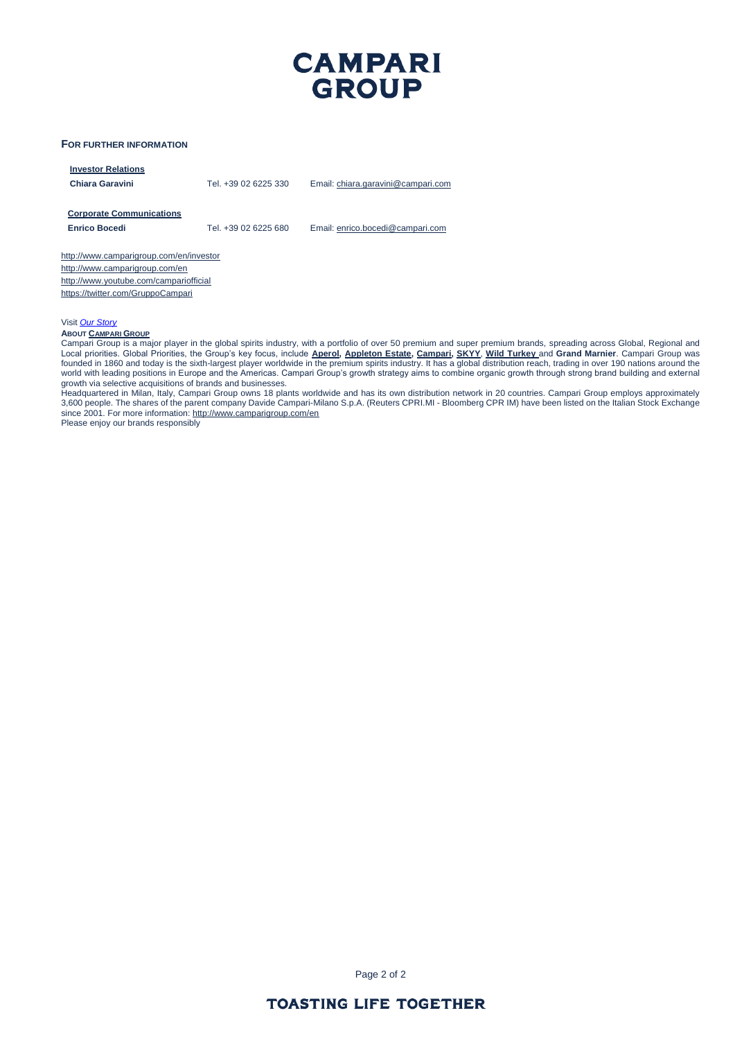**CAMPARI GROUP**

## FOR FURTHER INFORMATION

| | | |
|---|---|---|
| **Investor Relations** | | |
| **Chiara Garavini** | Tel. +39 02 6225 330 | Email: chiara.garavini@campari.com |
| **Corporate Communications** | | |
| **Enrico Bocedi** | Tel. +39 02 6225 680 | Email: enrico.bocedi@campari.com |

http://www.camparigroup.com/en/investor
http://www.camparigroup.com/en
http://www.youtube.com/campariofficial
https://twitter.com/GruppoCampari

Visit *Our Story*

**ABOUT CAMPARI GROUP**

Campari Group is a major player in the global spirits industry, with a portfolio of over 50 premium and super premium brands, spreading across Global, Regional and Local priorities. Global Priorities, the Group's key focus, include **Aperol, Appleton Estate, Campari, SKYY**, **Wild Turkey** and **Grand Marnier**. Campari Group was founded in 1860 and today is the sixth-largest player worldwide in the premium spirits industry. It has a global distribution reach, trading in over 190 nations around the world with leading positions in Europe and the Americas. Campari Group's growth strategy aims to combine organic growth through strong brand building and external growth via selective acquisitions of brands and businesses.

Headquartered in Milan, Italy, Campari Group owns 18 plants worldwide and has its own distribution network in 20 countries. Campari Group employs approximately 3,600 people. The shares of the parent company Davide Campari-Milano S.p.A. (Reuters CPRI.MI - Bloomberg CPR IM) have been listed on the Italian Stock Exchange since 2001. For more information: http://www.camparigroup.com/en

Please enjoy our brands responsibly

**TOASTING LIFE TOGETHER**